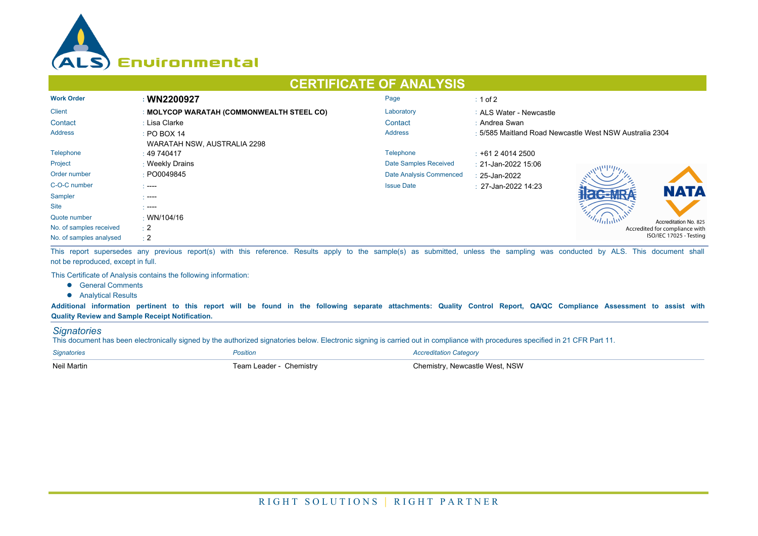ALS Environmental

# CERTIFICATE OF ANALYSIS

| | | | |
|---|---|---|---|
| **Work Order** | : **WN2200927** | Page | : 1 of 2 |
| Client | : **MOLYCOP WARATAH (COMMONWEALTH STEEL CO)** | Laboratory | : ALS Water - Newcastle |
| Contact | : Lisa Clarke | Contact | : Andrea Swan |
| Address | : PO BOX 14<br>WARATAH NSW, AUSTRALIA 2298 | Address | : 5/585 Maitland Road Newcastle West NSW Australia 2304 |
| Telephone | : 49 740417 | Telephone | : +61 2 4014 2500 |
| Project | : Weekly Drains | Date Samples Received | : 21-Jan-2022 15:06 |
| Order number | : PO0049845 | Date Analysis Commenced | : 25-Jan-2022 |
| C-O-C number | : ---- | Issue Date | : 27-Jan-2022 14:23 |
| Sampler | : ---- | | |
| Site | : ---- | | |
| Quote number | : WN/104/16 | | |
| No. of samples received | : 2 | | |
| No. of samples analysed | : 2 | | |

NATA Accreditation No. 825
Accredited for compliance with ISO/IEC 17025 - Testing

This report supersedes any previous report(s) with this reference. Results apply to the sample(s) as submitted, unless the sampling was conducted by ALS. This document shall not be reproduced, except in full.

This Certificate of Analysis contains the following information:

- General Comments
- Analytical Results

**Additional information pertinent to this report will be found in the following separate attachments: Quality Control Report, QA/QC Compliance Assessment to assist with Quality Review and Sample Receipt Notification.**

## *Signatories*

This document has been electronically signed by the authorized signatories below. Electronic signing is carried out in compliance with procedures specified in 21 CFR Part 11.

| *Signatories* | *Position* | *Accreditation Category* |
|---|---|---|
| Neil Martin | Team Leader - Chemistry | Chemistry, Newcastle West, NSW |

RIGHT SOLUTIONS | RIGHT PARTNER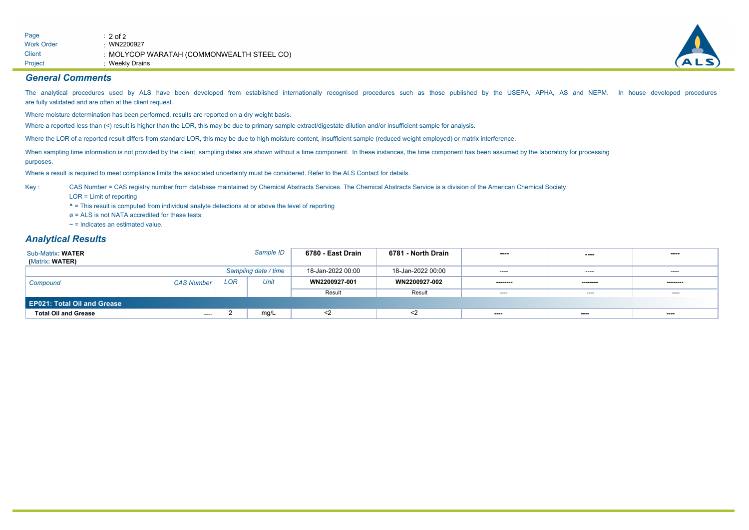Page : 2 of 2
Work Order : WN2200927
Client : MOLYCOP WARATAH (COMMONWEALTH STEEL CO)
Project : Weekly Drains

## General Comments

The analytical procedures used by ALS have been developed from established internationally recognised procedures such as those published by the USEPA, APHA, AS and NEPM. In house developed procedures are fully validated and are often at the client request.

Where moisture determination has been performed, results are reported on a dry weight basis.

Where a reported less than (<) result is higher than the LOR, this may be due to primary sample extract/digestate dilution and/or insufficient sample for analysis.

Where the LOR of a reported result differs from standard LOR, this may be due to high moisture content, insufficient sample (reduced weight employed) or matrix interference.

When sampling time information is not provided by the client, sampling dates are shown without a time component. In these instances, the time component has been assumed by the laboratory for processing purposes.

Where a result is required to meet compliance limits the associated uncertainty must be considered. Refer to the ALS Contact for details.

Key : CAS Number = CAS registry number from database maintained by Chemical Abstracts Services. The Chemical Abstracts Service is a division of the American Chemical Society.

LOR = Limit of reporting

^ = This result is computed from individual analyte detections at or above the level of reporting

ø = ALS is not NATA accredited for these tests.

~ = Indicates an estimated value.

## Analytical Results

| Sub-Matrix: **WATER** (Matrix: **WATER**) | | | Sample ID | 6780 - East Drain | 6781 - North Drain | ---- | ---- | ---- |
|---|---|---|---|---|---|---|---|---|
| | | | Sampling date / time | 18-Jan-2022 00:00 | 18-Jan-2022 00:00 | ---- | ---- | ---- |
| Compound | CAS Number | LOR | Unit | WN2200927-001 | WN2200927-002 | -------- | -------- | -------- |
| | | | | Result | Result | ---- | ---- | ---- |
| **EP021: Total Oil and Grease** | | | | | | | | |
| **Total Oil and Grease** | ---- | 2 | mg/L | <2 | <2 | ---- | ---- | ---- |